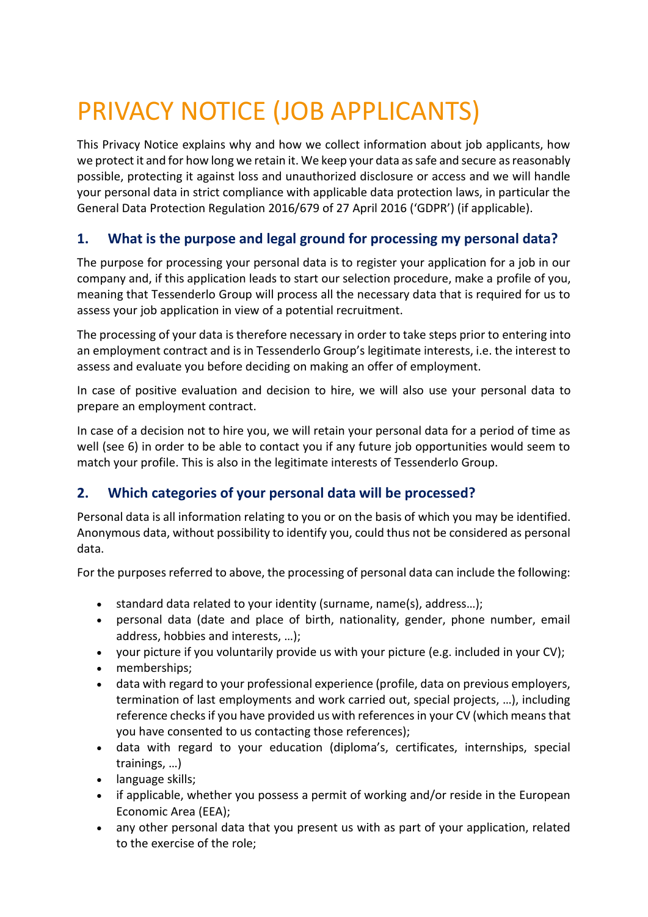# PRIVACY NOTICE (JOB APPLICANTS)

This Privacy Notice explains why and how we collect information about job applicants, how we protect it and for how long we retain it. We keep your data as safe and secure as reasonably possible, protecting it against loss and unauthorized disclosure or access and we will handle your personal data in strict compliance with applicable data protection laws, in particular the General Data Protection Regulation 2016/679 of 27 April 2016 ('GDPR') (if applicable).

## 1. What is the purpose and legal ground for processing my personal data?

The purpose for processing your personal data is to register your application for a job in our company and, if this application leads to start our selection procedure, make a profile of you, meaning that Tessenderlo Group will process all the necessary data that is required for us to assess your job application in view of a potential recruitment.

The processing of your data is therefore necessary in order to take steps prior to entering into an employment contract and is in Tessenderlo Group's legitimate interests, i.e. the interest to assess and evaluate you before deciding on making an offer of employment.

In case of positive evaluation and decision to hire, we will also use your personal data to prepare an employment contract.

In case of a decision not to hire you, we will retain your personal data for a period of time as well (see 6) in order to be able to contact you if any future job opportunities would seem to match your profile. This is also in the legitimate interests of Tessenderlo Group.

## 2. Which categories of your personal data will be processed?

Personal data is all information relating to you or on the basis of which you may be identified. Anonymous data, without possibility to identify you, could thus not be considered as personal data.

For the purposes referred to above, the processing of personal data can include the following:

- standard data related to your identity (surname, name(s), address…);
- personal data (date and place of birth, nationality, gender, phone number, email address, hobbies and interests, …);
- your picture if you voluntarily provide us with your picture (e.g. included in your CV);
- memberships;
- data with regard to your professional experience (profile, data on previous employers, termination of last employments and work carried out, special projects, …), including reference checks if you have provided us with references in your CV (which means that you have consented to us contacting those references);
- data with regard to your education (diploma's, certificates, internships, special trainings, …)
- language skills;
- if applicable, whether you possess a permit of working and/or reside in the European Economic Area (EEA);
- any other personal data that you present us with as part of your application, related to the exercise of the role;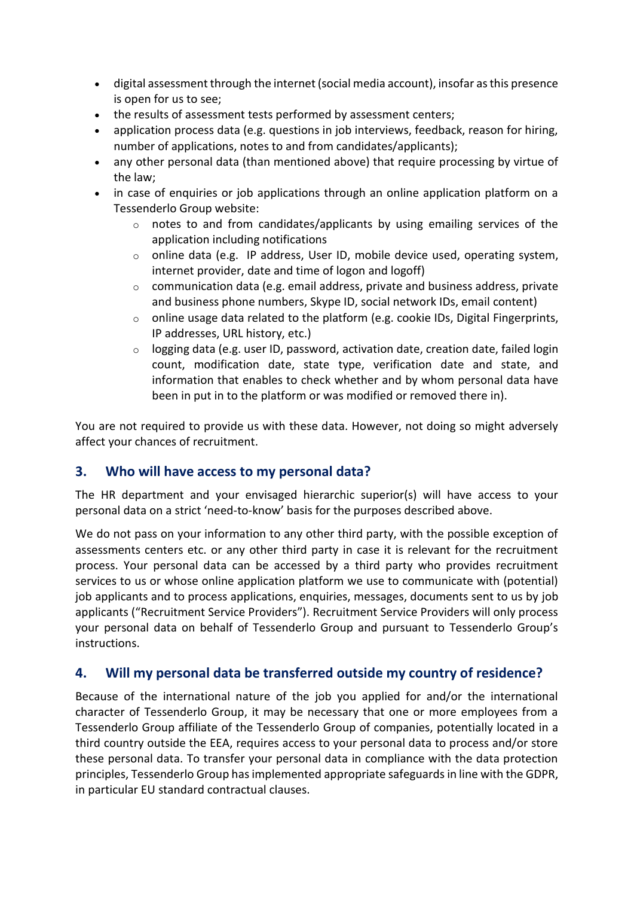- digital assessment through the internet (social media account), insofar as this presence is open for us to see;
- the results of assessment tests performed by assessment centers;
- application process data (e.g. questions in job interviews, feedback, reason for hiring, number of applications, notes to and from candidates/applicants);
- any other personal data (than mentioned above) that require processing by virtue of the law;
- in case of enquiries or job applications through an online application platform on a Tessenderlo Group website:
    - notes to and from candidates/applicants by using emailing services of the application including notifications
    - online data (e.g. IP address, User ID, mobile device used, operating system, internet provider, date and time of logon and logoff)
    - communication data (e.g. email address, private and business address, private and business phone numbers, Skype ID, social network IDs, email content)
    - online usage data related to the platform (e.g. cookie IDs, Digital Fingerprints, IP addresses, URL history, etc.)
    - logging data (e.g. user ID, password, activation date, creation date, failed login count, modification date, state type, verification date and state, and information that enables to check whether and by whom personal data have been in put in to the platform or was modified or removed there in).

You are not required to provide us with these data. However, not doing so might adversely affect your chances of recruitment.

## 3. Who will have access to my personal data?

The HR department and your envisaged hierarchic superior(s) will have access to your personal data on a strict 'need-to-know' basis for the purposes described above.

We do not pass on your information to any other third party, with the possible exception of assessments centers etc. or any other third party in case it is relevant for the recruitment process. Your personal data can be accessed by a third party who provides recruitment services to us or whose online application platform we use to communicate with (potential) job applicants and to process applications, enquiries, messages, documents sent to us by job applicants ("Recruitment Service Providers"). Recruitment Service Providers will only process your personal data on behalf of Tessenderlo Group and pursuant to Tessenderlo Group's instructions.

## 4. Will my personal data be transferred outside my country of residence?

Because of the international nature of the job you applied for and/or the international character of Tessenderlo Group, it may be necessary that one or more employees from a Tessenderlo Group affiliate of the Tessenderlo Group of companies, potentially located in a third country outside the EEA, requires access to your personal data to process and/or store these personal data. To transfer your personal data in compliance with the data protection principles, Tessenderlo Group has implemented appropriate safeguards in line with the GDPR, in particular EU standard contractual clauses.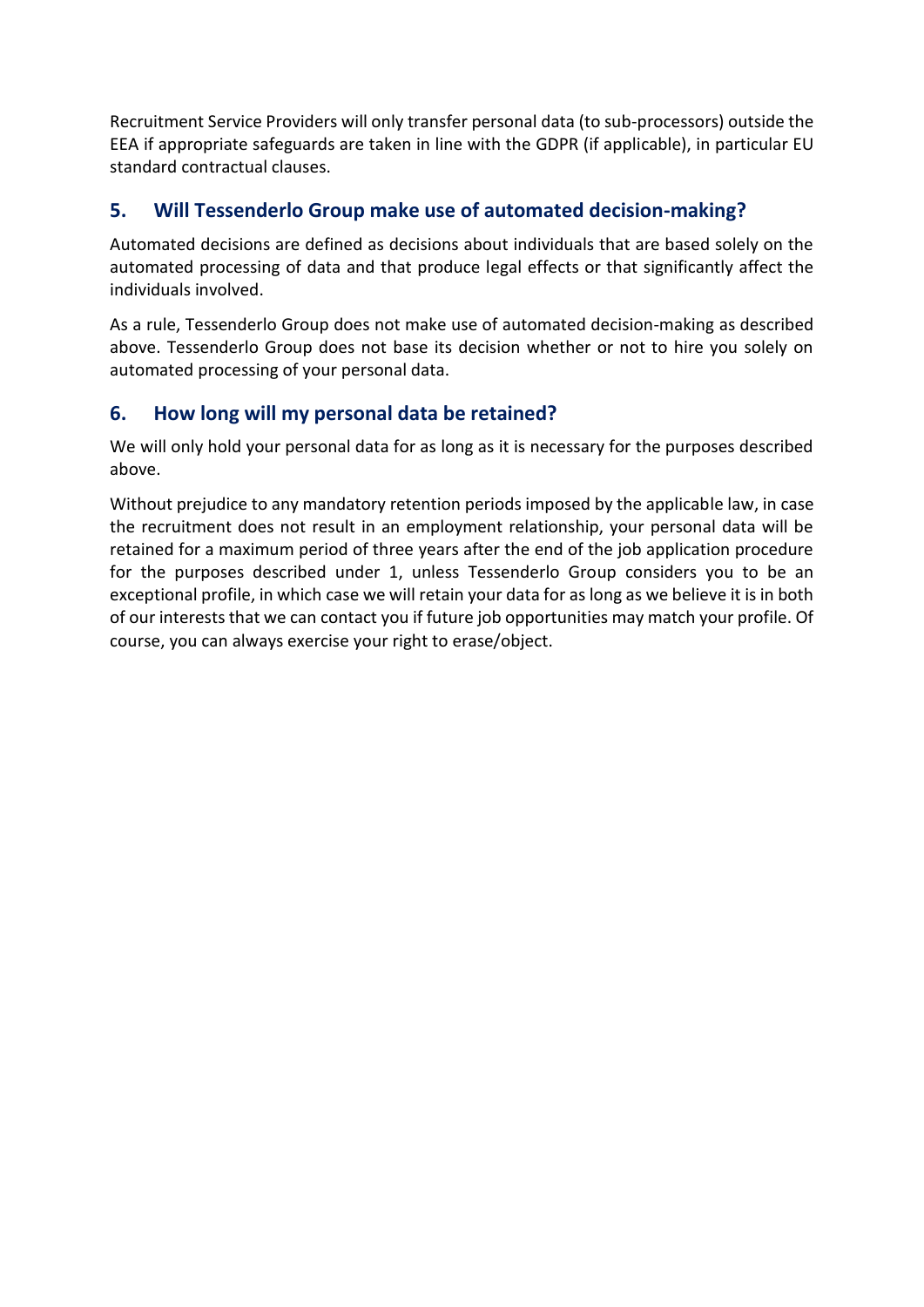Recruitment Service Providers will only transfer personal data (to sub-processors) outside the EEA if appropriate safeguards are taken in line with the GDPR (if applicable), in particular EU standard contractual clauses.

## 5. Will Tessenderlo Group make use of automated decision-making?

Automated decisions are defined as decisions about individuals that are based solely on the automated processing of data and that produce legal effects or that significantly affect the individuals involved.

As a rule, Tessenderlo Group does not make use of automated decision-making as described above. Tessenderlo Group does not base its decision whether or not to hire you solely on automated processing of your personal data.

## 6. How long will my personal data be retained?

We will only hold your personal data for as long as it is necessary for the purposes described above.

Without prejudice to any mandatory retention periods imposed by the applicable law, in case the recruitment does not result in an employment relationship, your personal data will be retained for a maximum period of three years after the end of the job application procedure for the purposes described under 1, unless Tessenderlo Group considers you to be an exceptional profile, in which case we will retain your data for as long as we believe it is in both of our interests that we can contact you if future job opportunities may match your profile. Of course, you can always exercise your right to erase/object.